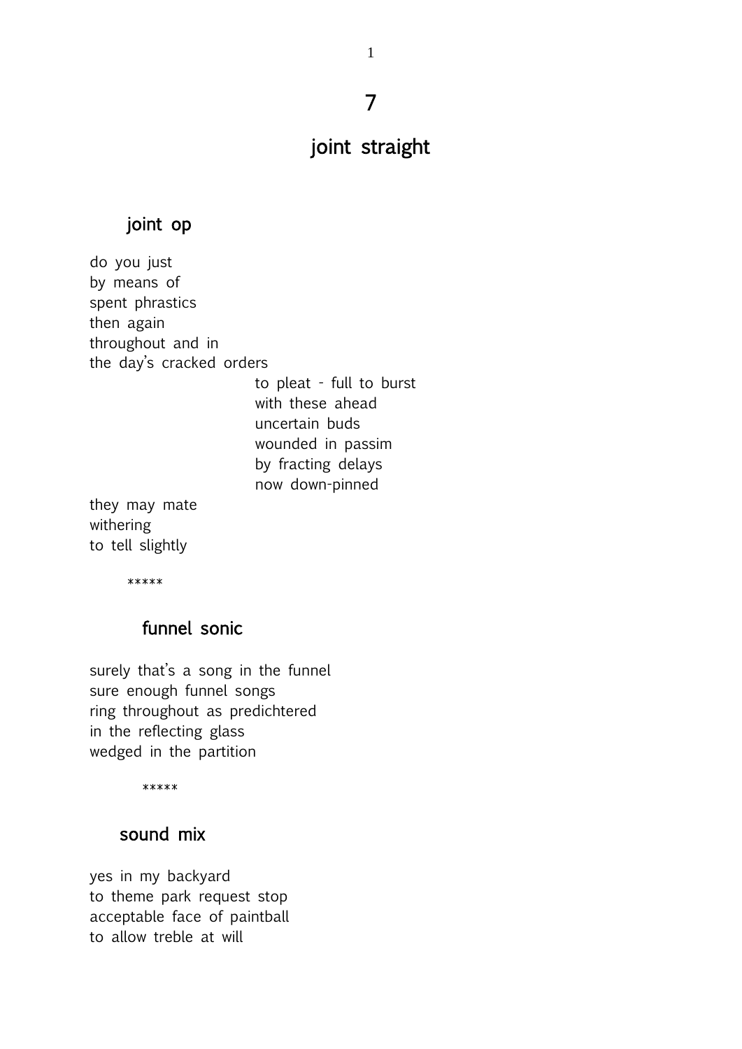# 7

# joint straight

## joint op

do you just  
by means of  
spent phrastics  
then again  
throughout and in  
the day's cracked orders  
                                        to pleat - full to burst  
                                        with these ahead  
                                        uncertain buds  
                                        wounded in passim  
                                        by fracting delays  
                                        now down-pinned  
they may mate  
withering  
to tell slightly

*****

## funnel sonic

surely that's a song in the funnel  
sure enough funnel songs  
ring throughout as predichtered  
in the reflecting glass  
wedged in the partition

*****

## sound mix

yes in my backyard  
to theme park request stop  
acceptable face of paintball  
to allow treble at will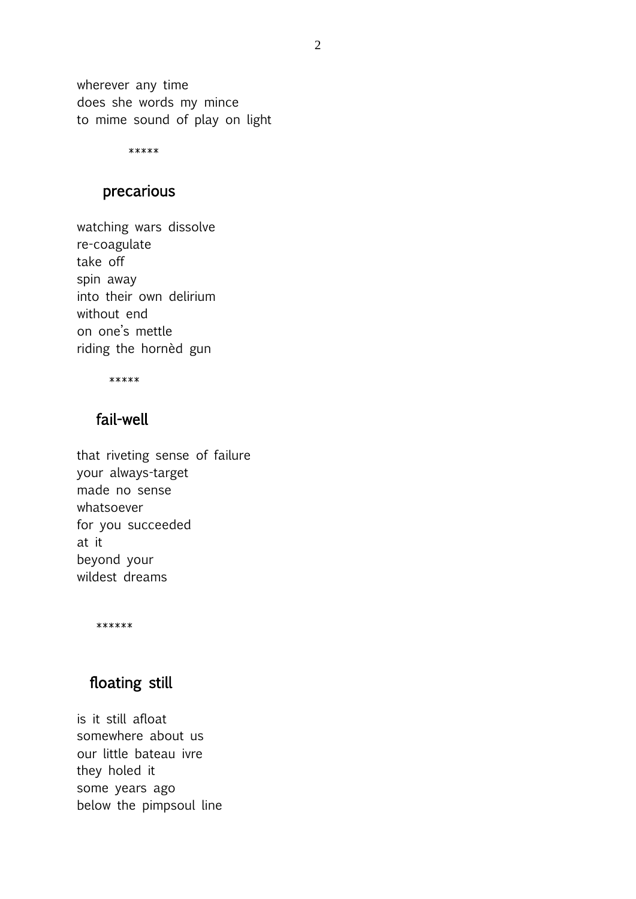wherever any time  
does she words my mince  
to mime sound of play on light

*****

## precarious

watching wars dissolve  
re-coagulate  
take off  
spin away  
into their own delirium  
without end  
on one's mettle  
riding the hornèd gun

*****

## fail-well

that riveting sense of failure  
your always-target  
made no sense  
whatsoever  
for you succeeded  
at it  
beyond your  
wildest dreams

******

## floating still

is it still afloat  
somewhere about us  
our little bateau ivre  
they holed it  
some years ago  
below the pimpsoul line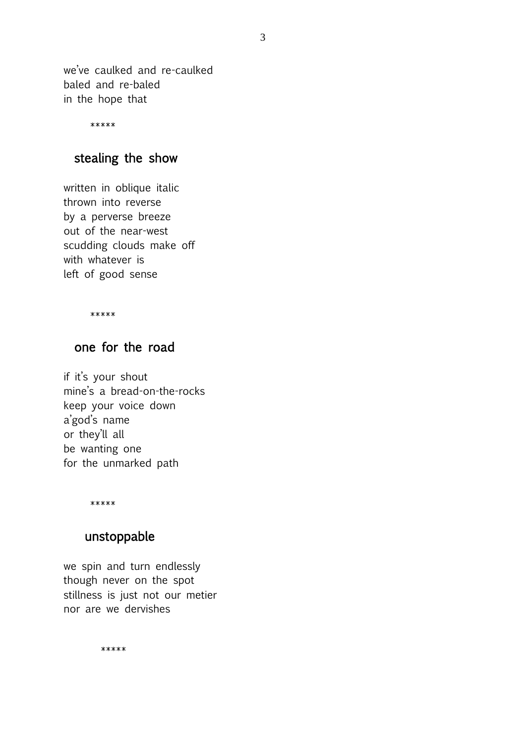we've caulked and re-caulked
baled and re-baled
in the hope that

*****

## stealing the show

written in oblique italic
thrown into reverse
by a perverse breeze
out of the near-west
scudding clouds make off
with whatever is
left of good sense

*****

## one for the road

if it's your shout
mine's a bread-on-the-rocks
keep your voice down
a'god's name
or they'll all
be wanting one
for the unmarked path

*****

## unstoppable

we spin and turn endlessly
though never on the spot
stillness is just not our metier
nor are we dervishes

*****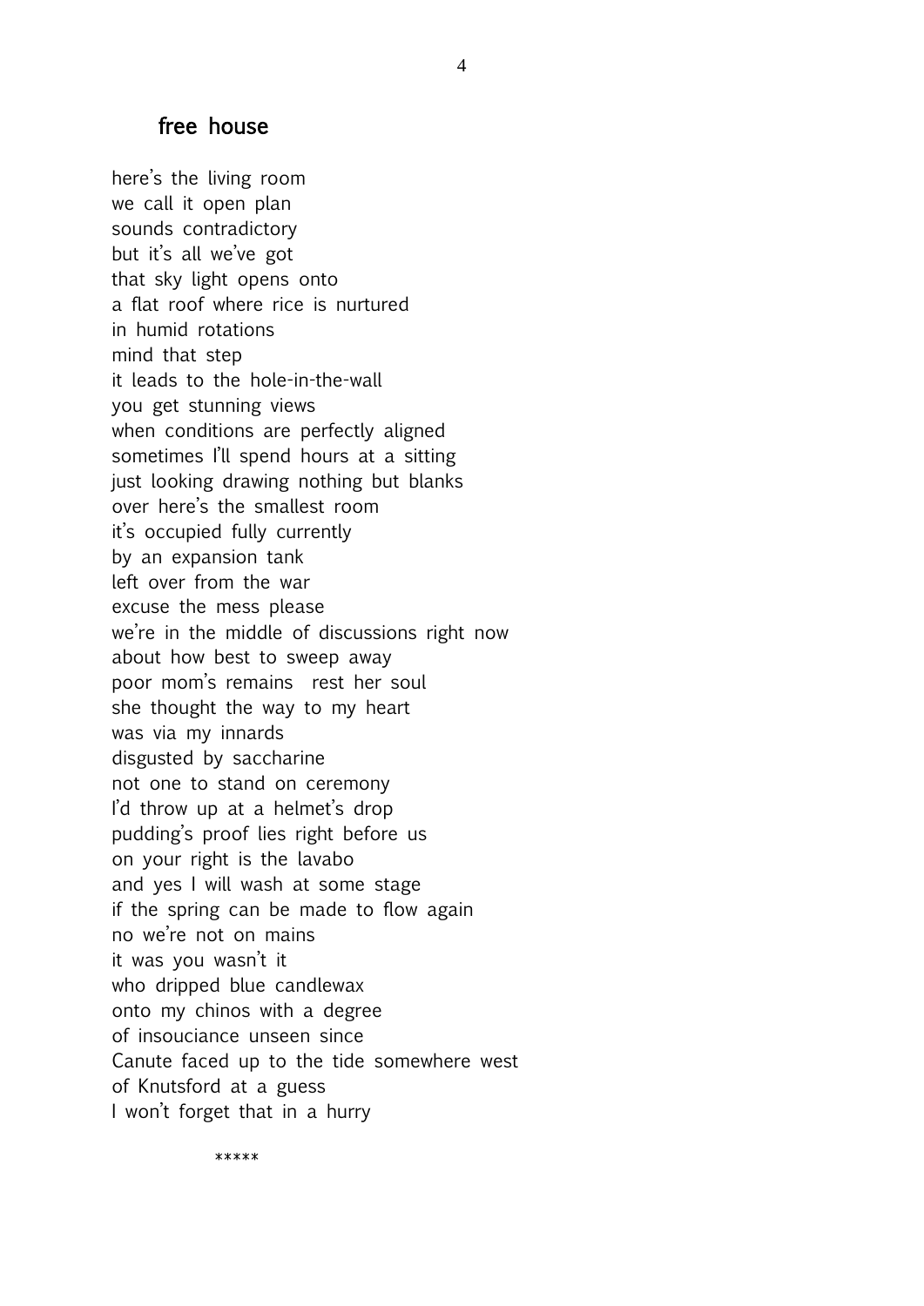## free house

here's the living room
we call it open plan
sounds contradictory
but it's all we've got
that sky light opens onto
a flat roof where rice is nurtured
in humid rotations
mind that step
it leads to the hole-in-the-wall
you get stunning views
when conditions are perfectly aligned
sometimes I'll spend hours at a sitting
just looking drawing nothing but blanks
over here's the smallest room
it's occupied fully currently
by an expansion tank
left over from the war
excuse the mess please
we're in the middle of discussions right now
about how best to sweep away
poor mom's remains  rest her soul
she thought the way to my heart
was via my innards
disgusted by saccharine
not one to stand on ceremony
I'd throw up at a helmet's drop
pudding's proof lies right before us
on your right is the lavabo
and yes I will wash at some stage
if the spring can be made to flow again
no we're not on mains
it was you wasn't it
who dripped blue candlewax
onto my chinos with a degree
of insouciance unseen since
Canute faced up to the tide somewhere west
of Knutsford at a guess
I won't forget that in a hurry

*****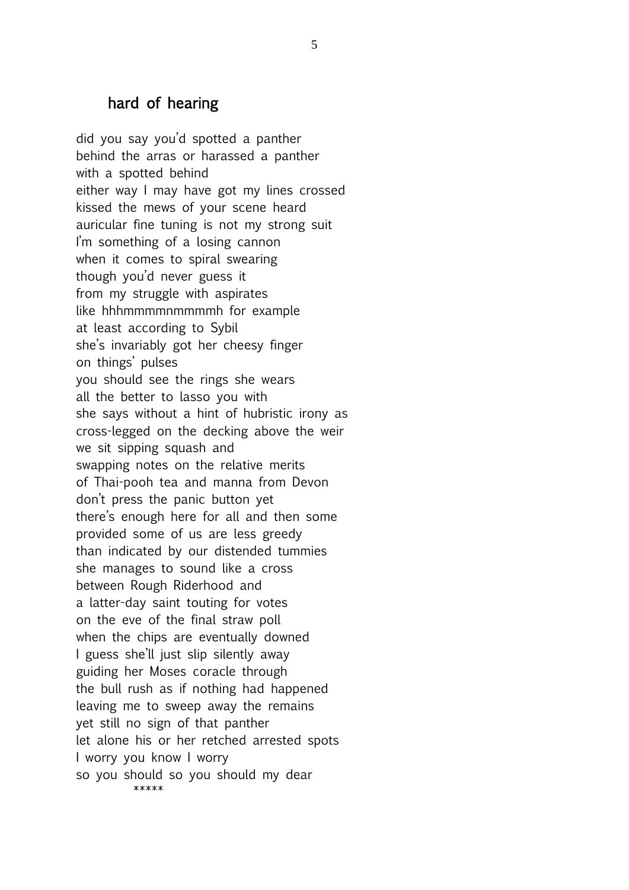## hard of hearing

did you say you'd spotted a panther  
behind the arras or harassed a panther  
with a spotted behind  
either way I may have got my lines crossed  
kissed the mews of your scene heard  
auricular fine tuning is not my strong suit  
I'm something of a losing cannon  
when it comes to spiral swearing  
though you'd never guess it  
from my struggle with aspirates  
like hhhmmmmnmmmmh for example  
at least according to Sybil  
she's invariably got her cheesy finger  
on things' pulses  
you should see the rings she wears  
all the better to lasso you with  
she says without a hint of hubristic irony as  
cross-legged on the decking above the weir  
we sit sipping squash and  
swapping notes on the relative merits  
of Thai-pooh tea and manna from Devon  
don't press the panic button yet  
there's enough here for all and then some  
provided some of us are less greedy  
than indicated by our distended tummies  
she manages to sound like a cross  
between Rough Riderhood and  
a latter-day saint touting for votes  
on the eve of the final straw poll  
when the chips are eventually downed  
I guess she'll just slip silently away  
guiding her Moses coracle through  
the bull rush as if nothing had happened  
leaving me to sweep away the remains  
yet still no sign of that panther  
let alone his or her retched arrested spots  
I worry you know I worry  
so you should so you should my dear

\*\*\*\*\*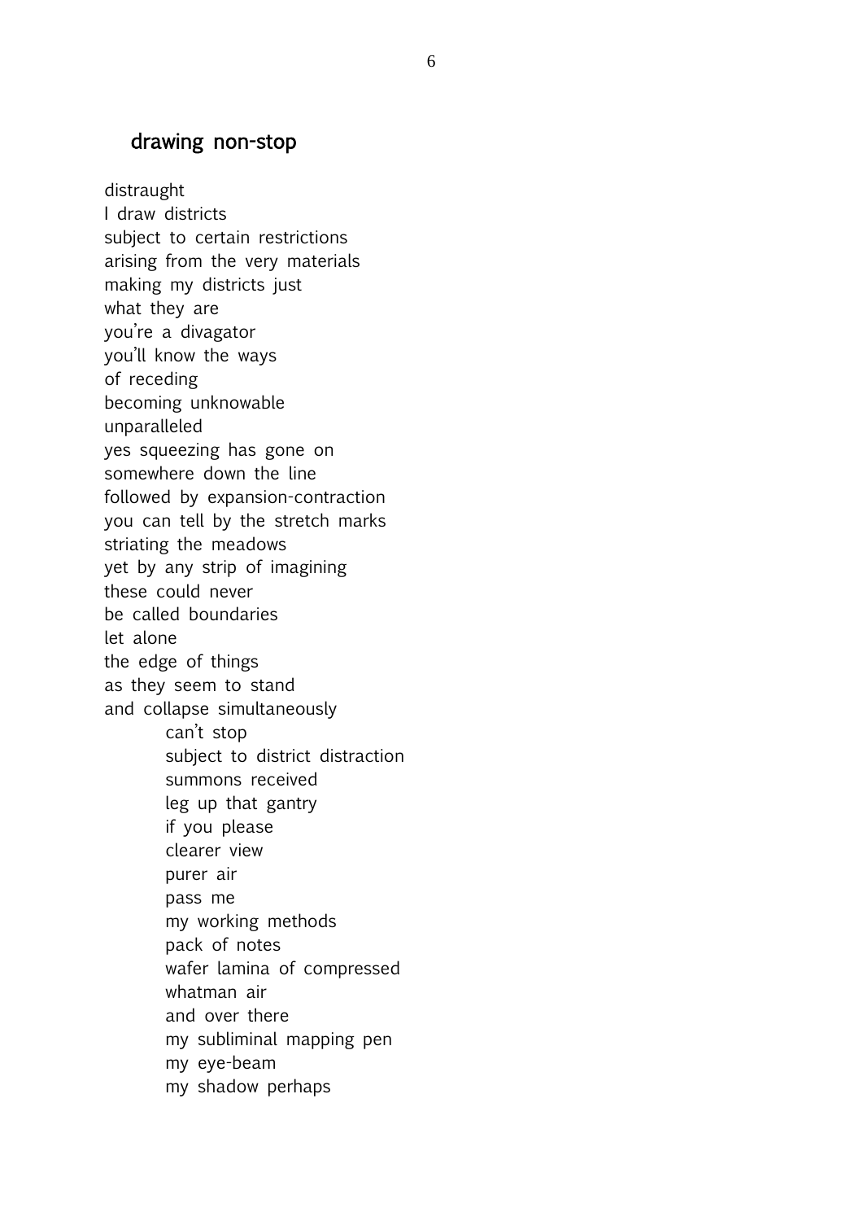## drawing non-stop

distraught
I draw districts
subject to certain restrictions
arising from the very materials
making my districts just
what they are
you're a divagator
you'll know the ways
of receding
becoming unknowable
unparalleled
yes squeezing has gone on
somewhere down the line
followed by expansion-contraction
you can tell by the stretch marks
striating the meadows
yet by any strip of imagining
these could never
be called boundaries
let alone
the edge of things
as they seem to stand
and collapse simultaneously

&nbsp;&nbsp;&nbsp;&nbsp;&nbsp;&nbsp;&nbsp;&nbsp;can't stop
&nbsp;&nbsp;&nbsp;&nbsp;&nbsp;&nbsp;&nbsp;&nbsp;subject to district distraction
&nbsp;&nbsp;&nbsp;&nbsp;&nbsp;&nbsp;&nbsp;&nbsp;summons received
&nbsp;&nbsp;&nbsp;&nbsp;&nbsp;&nbsp;&nbsp;&nbsp;leg up that gantry
&nbsp;&nbsp;&nbsp;&nbsp;&nbsp;&nbsp;&nbsp;&nbsp;if you please
&nbsp;&nbsp;&nbsp;&nbsp;&nbsp;&nbsp;&nbsp;&nbsp;clearer view
&nbsp;&nbsp;&nbsp;&nbsp;&nbsp;&nbsp;&nbsp;&nbsp;purer air
&nbsp;&nbsp;&nbsp;&nbsp;&nbsp;&nbsp;&nbsp;&nbsp;pass me
&nbsp;&nbsp;&nbsp;&nbsp;&nbsp;&nbsp;&nbsp;&nbsp;my working methods
&nbsp;&nbsp;&nbsp;&nbsp;&nbsp;&nbsp;&nbsp;&nbsp;pack of notes
&nbsp;&nbsp;&nbsp;&nbsp;&nbsp;&nbsp;&nbsp;&nbsp;wafer lamina of compressed
&nbsp;&nbsp;&nbsp;&nbsp;&nbsp;&nbsp;&nbsp;&nbsp;whatman air
&nbsp;&nbsp;&nbsp;&nbsp;&nbsp;&nbsp;&nbsp;&nbsp;and over there
&nbsp;&nbsp;&nbsp;&nbsp;&nbsp;&nbsp;&nbsp;&nbsp;my subliminal mapping pen
&nbsp;&nbsp;&nbsp;&nbsp;&nbsp;&nbsp;&nbsp;&nbsp;my eye-beam
&nbsp;&nbsp;&nbsp;&nbsp;&nbsp;&nbsp;&nbsp;&nbsp;my shadow perhaps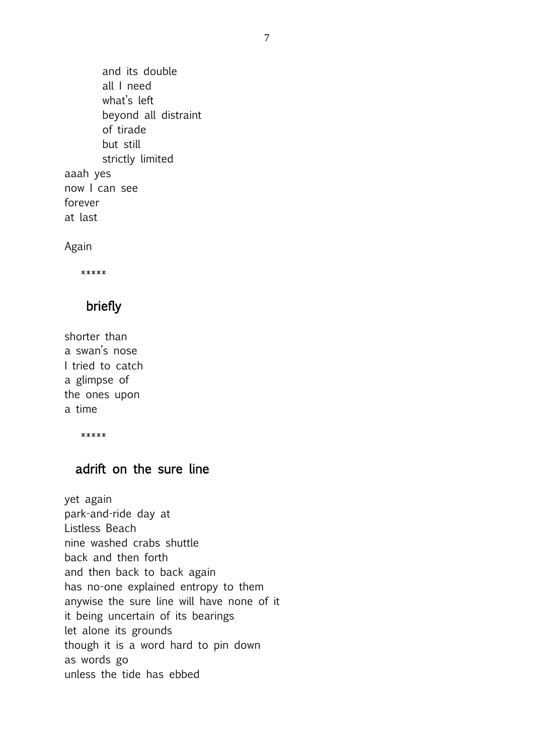and its double
all I need
what's left
beyond all distraint
of tirade
but still
strictly limited
aaah yes
now I can see
forever
at last

Again

*****

## briefly

shorter than
a swan's nose
I tried to catch
a glimpse of
the ones upon
a time

*****

## adrift on the sure line

yet again
park-and-ride day at
Listless Beach
nine washed crabs shuttle
back and then forth
and then back to back again
has no-one explained entropy to them
anywise the sure line will have none of it
it being uncertain of its bearings
let alone its grounds
though it is a word hard to pin down
as words go
unless the tide has ebbed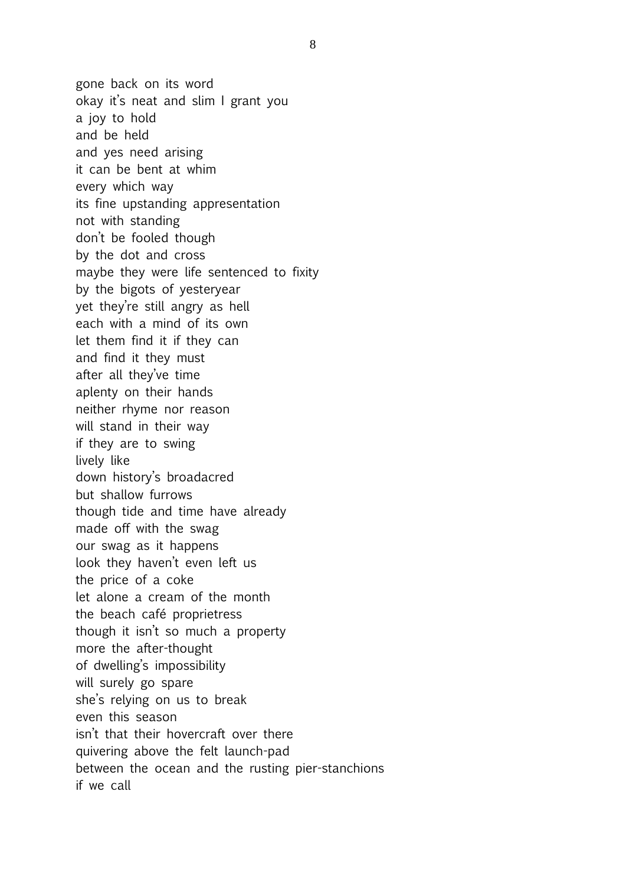gone back on its word
okay it's neat and slim I grant you
a joy to hold
and be held
and yes need arising
it can be bent at whim
every which way
its fine upstanding appresentation
not with standing
don't be fooled though
by the dot and cross
maybe they were life sentenced to fixity
by the bigots of yesteryear
yet they're still angry as hell
each with a mind of its own
let them find it if they can
and find it they must
after all they've time
aplenty on their hands
neither rhyme nor reason
will stand in their way
if they are to swing
lively like
down history's broadacred
but shallow furrows
though tide and time have already
made off with the swag
our swag as it happens
look they haven't even left us
the price of a coke
let alone a cream of the month
the beach café proprietress
though it isn't so much a property
more the after-thought
of dwelling's impossibility
will surely go spare
she's relying on us to break
even this season
isn't that their hovercraft over there
quivering above the felt launch-pad
between the ocean and the rusting pier-stanchions
if we call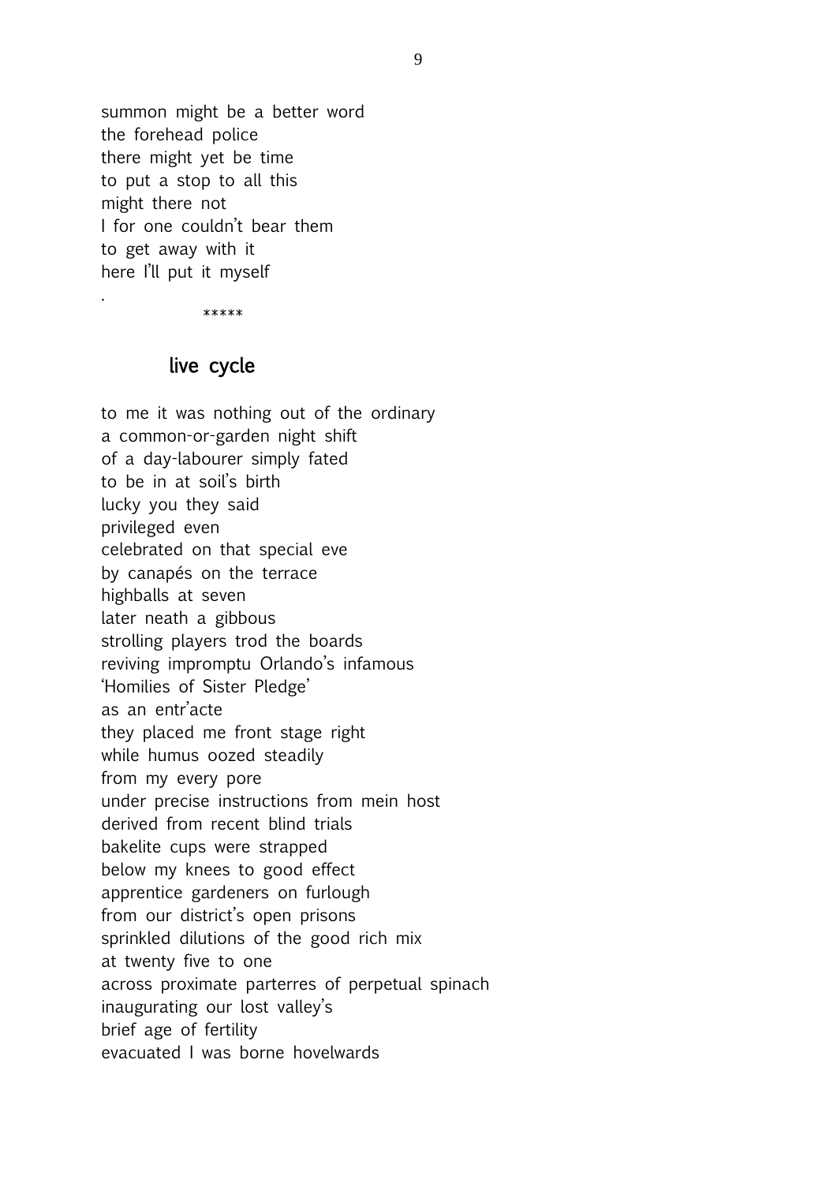summon might be a better word
the forehead police
there might yet be time
to put a stop to all this
might there not
I for one couldn't bear them
to get away with it
here I'll put it myself

.

*****

## live cycle

to me it was nothing out of the ordinary
a common-or-garden night shift
of a day-labourer simply fated
to be in at soil's birth
lucky you they said
privileged even
celebrated on that special eve
by canapés on the terrace
highballs at seven
later neath a gibbous
strolling players trod the boards
reviving impromptu Orlando's infamous
'Homilies of Sister Pledge'
as an entr'acte
they placed me front stage right
while humus oozed steadily
from my every pore
under precise instructions from mein host
derived from recent blind trials
bakelite cups were strapped
below my knees to good effect
apprentice gardeners on furlough
from our district's open prisons
sprinkled dilutions of the good rich mix
at twenty five to one
across proximate parterres of perpetual spinach
inaugurating our lost valley's
brief age of fertility
evacuated I was borne hovelwards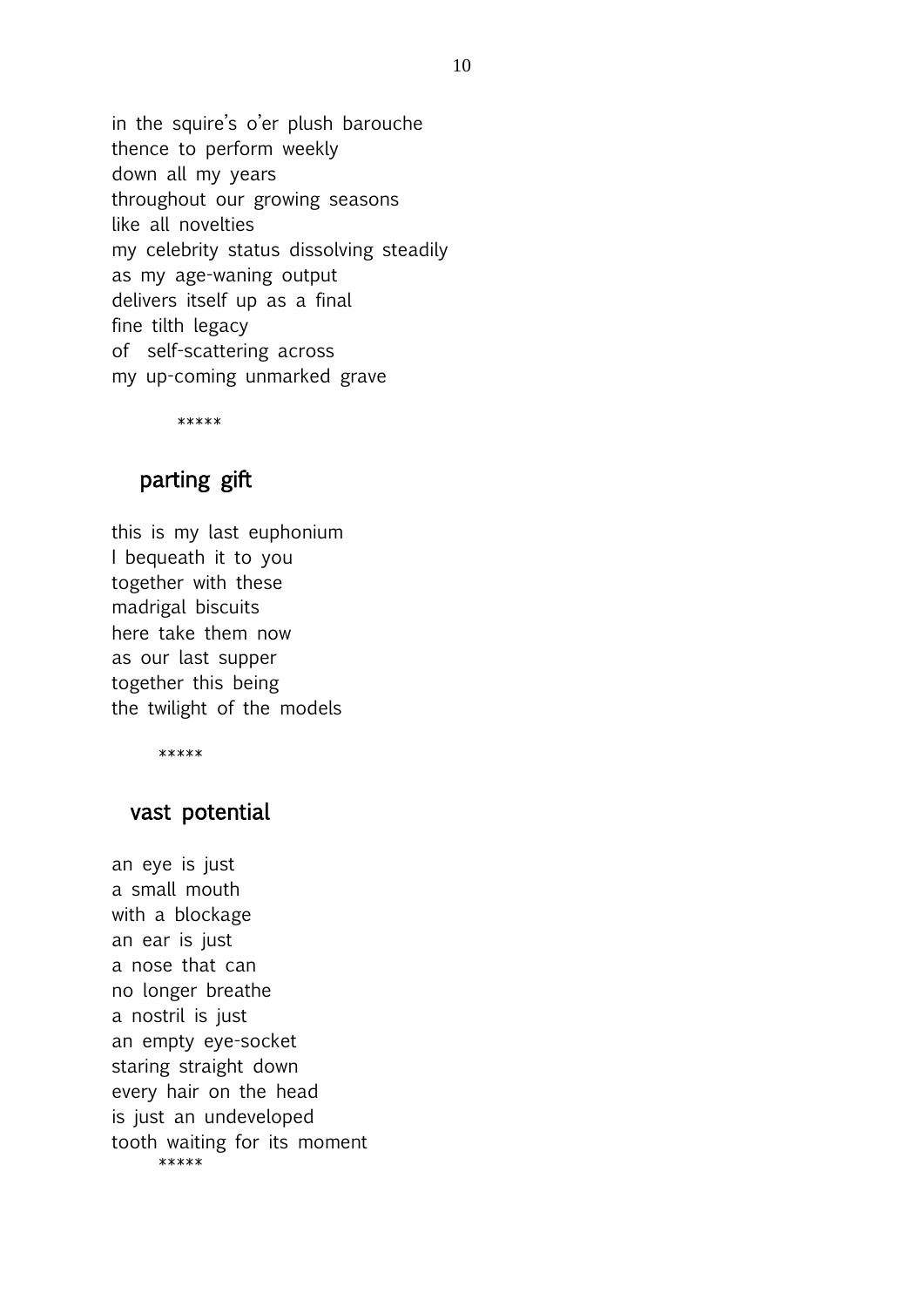in the squire's o'er plush barouche
thence to perform weekly
down all my years
throughout our growing seasons
like all novelties
my celebrity status dissolving steadily
as my age-waning output
delivers itself up as a final
fine tilth legacy
of self-scattering across
my up-coming unmarked grave

*****

## parting gift

this is my last euphonium
I bequeath it to you
together with these
madrigal biscuits
here take them now
as our last supper
together this being
the twilight of the models

*****

## vast potential

an eye is just
a small mouth
with a blockage
an ear is just
a nose that can
no longer breathe
a nostril is just
an empty eye-socket
staring straight down
every hair on the head
is just an undeveloped
tooth waiting for its moment

*****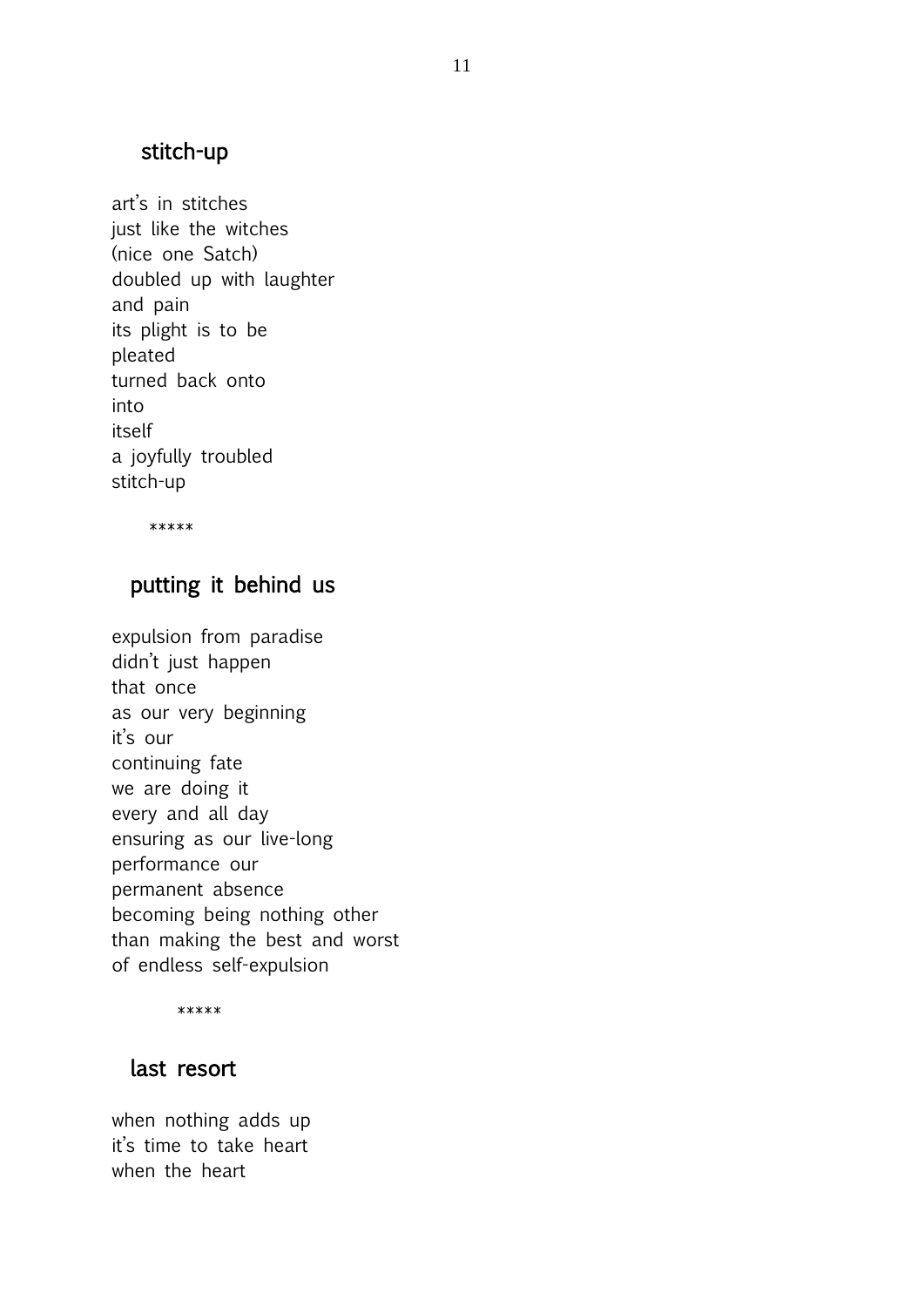## stitch-up

art's in stitches  
just like the witches  
(nice one Satch)  
doubled up with laughter  
and pain  
its plight is to be  
pleated  
turned back onto  
into  
itself  
a joyfully troubled  
stitch-up

*****

## putting it behind us

expulsion from paradise  
didn't just happen  
that once  
as our very beginning  
it's our  
continuing fate  
we are doing it  
every and all day  
ensuring as our live-long  
performance our  
permanent absence  
becoming being nothing other  
than making the best and worst  
of endless self-expulsion

*****

## last resort

when nothing adds up  
it's time to take heart  
when the heart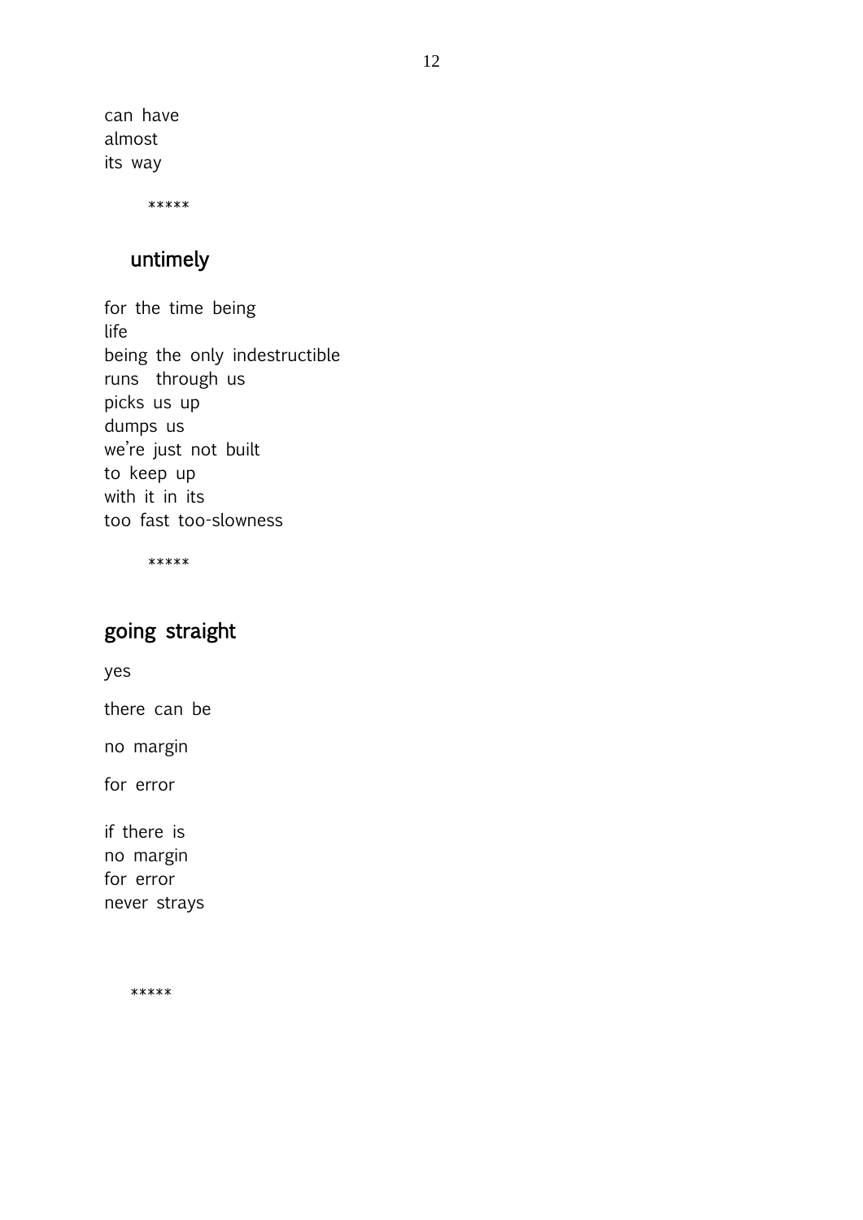can have
almost
its way

*****

## untimely

for the time being
life
being the only indestructible
runs through us
picks us up
dumps us
we're just not built
to keep up
with it in its
too fast too-slowness

*****

## going straight

yes

there can be

no margin

for error

if there is
no margin
for error
never strays

*****